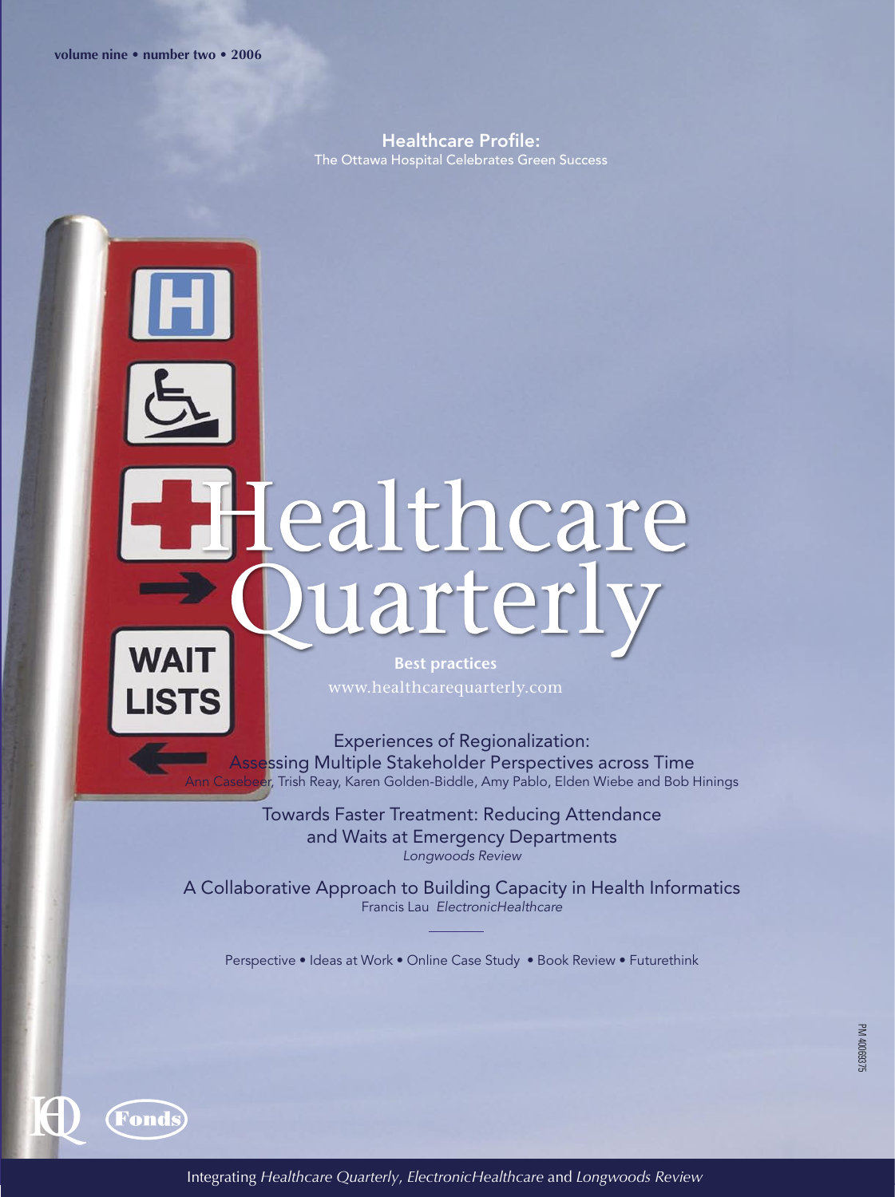volume nine • number two • 2006

**Healthcare Profile:**
The Ottawa Hospital Celebrates Green Success

# Healthcare Quarterly

**Best practices**
www.healthcarequarterly.com

Experiences of Regionalization:
Assessing Multiple Stakeholder Perspectives across Time
Ann Casebeer, Trish Reay, Karen Golden-Biddle, Amy Pablo, Elden Wiebe and Bob Hinings

Towards Faster Treatment: Reducing Attendance and Waits at Emergency Departments
*Longwoods Review*

A Collaborative Approach to Building Capacity in Health Informatics
Francis Lau *ElectronicHealthcare*

Perspective • Ideas at Work • Online Case Study • Book Review • Futurethink

PM 40069375

Integrating *Healthcare Quarterly*, *ElectronicHealthcare* and *Longwoods Review*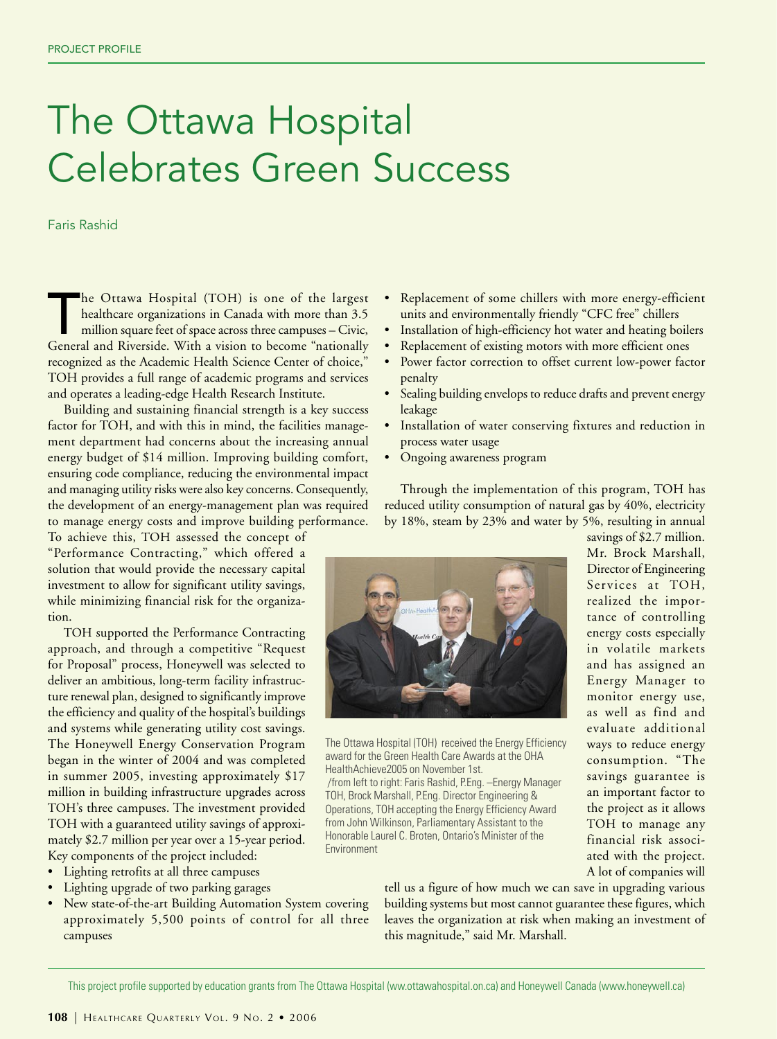# The Ottawa Hospital Celebrates Green Success

Faris Rashid

The Ottawa Hospital (TOH) is one of the largest healthcare organizations in Canada with more than 3.5 million square feet of space across three campuses – Civic, General and Riverside. With a vision to become "nationally recognized as the Academic Health Science Center of choice," TOH provides a full range of academic programs and services and operates a leading-edge Health Research Institute.

Building and sustaining financial strength is a key success factor for TOH, and with this in mind, the facilities management department had concerns about the increasing annual energy budget of $14 million. Improving building comfort, ensuring code compliance, reducing the environmental impact and managing utility risks were also key concerns. Consequently, the development of an energy-management plan was required to manage energy costs and improve building performance. To achieve this, TOH assessed the concept of "Performance Contracting," which offered a solution that would provide the necessary capital investment to allow for significant utility savings, while minimizing financial risk for the organization.

TOH supported the Performance Contracting approach, and through a competitive "Request for Proposal" process, Honeywell was selected to deliver an ambitious, long-term facility infrastructure renewal plan, designed to significantly improve the efficiency and quality of the hospital's buildings and systems while generating utility cost savings. The Honeywell Energy Conservation Program began in the winter of 2004 and was completed in summer 2005, investing approximately $17 million in building infrastructure upgrades across TOH's three campuses. The investment provided TOH with a guaranteed utility savings of approximately $2.7 million per year over a 15-year period. Key components of the project included:

- Lighting retrofits at all three campuses
- Lighting upgrade of two parking garages
- New state-of-the-art Building Automation System covering approximately 5,500 points of control for all three campuses
- Replacement of some chillers with more energy-efficient units and environmentally friendly "CFC free" chillers
- Installation of high-efficiency hot water and heating boilers
- Replacement of existing motors with more efficient ones
- Power factor correction to offset current low-power factor penalty
- Sealing building envelops to reduce drafts and prevent energy leakage
- Installation of water conserving fixtures and reduction in process water usage
- Ongoing awareness program

Through the implementation of this program, TOH has reduced utility consumption of natural gas by 40%, electricity by 18%, steam by 23% and water by 5%, resulting in annual savings of $2.7 million. Mr. Brock Marshall, Director of Engineering Services at TOH, realized the importance of controlling energy costs especially in volatile markets and has assigned an Energy Manager to monitor energy use, as well as find and evaluate additional ways to reduce energy consumption. "The savings guarantee is an important factor to the project as it allows TOH to manage any financial risk associated with the project. A lot of companies will tell us a figure of how much we can save in upgrading various building systems but most cannot guarantee these figures, which leaves the organization at risk when making an investment of this magnitude," said Mr. Marshall.

The Ottawa Hospital (TOH) received the Energy Efficiency award for the Green Health Care Awards at the OHA HealthAchieve2005 on November 1st.
/from left to right: Faris Rashid, P.Eng. –Energy Manager TOH, Brock Marshall, P.Eng. Director Engineering & Operations, TOH accepting the Energy Efficiency Award from John Wilkinson, Parliamentary Assistant to the Honorable Laurel C. Broten, Ontario's Minister of the Environment

This project profile supported by education grants from The Ottawa Hospital (ww.ottawahospital.on.ca) and Honeywell Canada (www.honeywell.ca)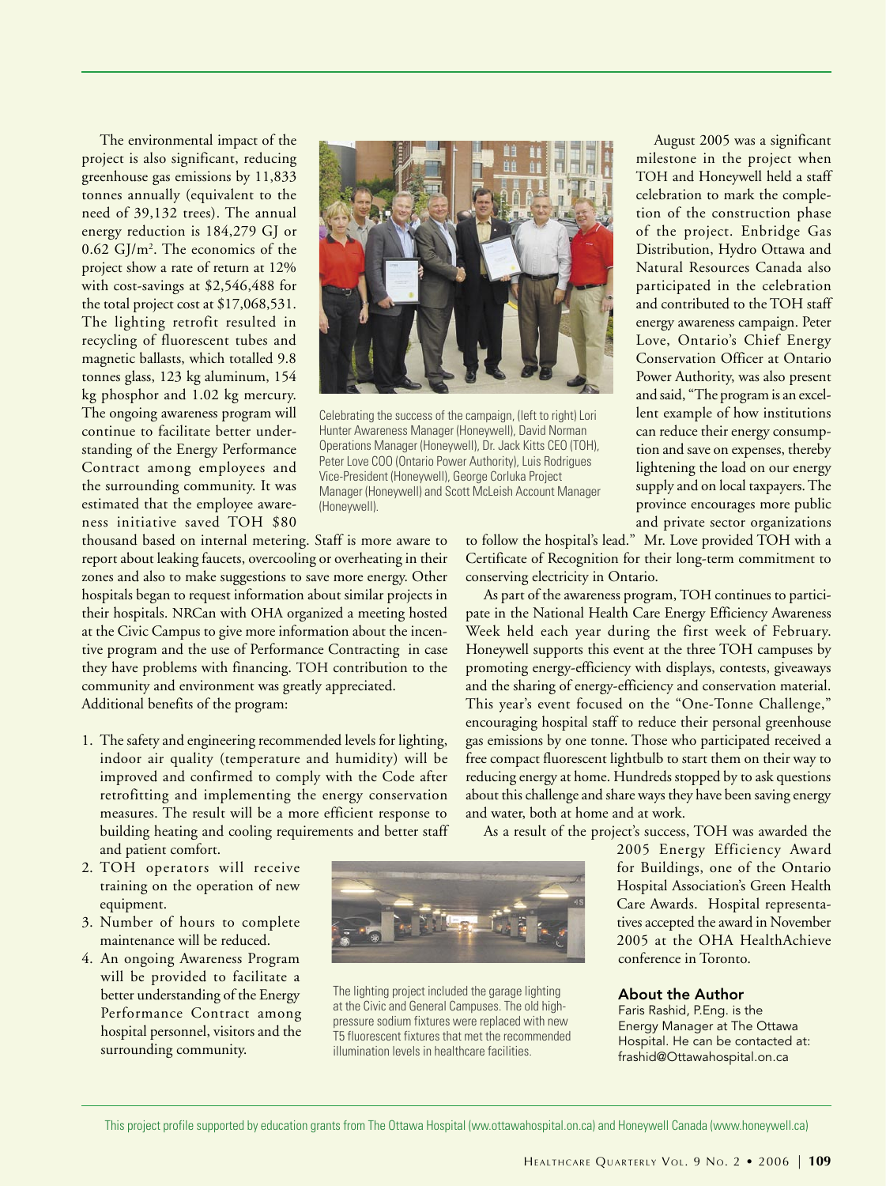The environmental impact of the project is also significant, reducing greenhouse gas emissions by 11,833 tonnes annually (equivalent to the need of 39,132 trees). The annual energy reduction is 184,279 GJ or 0.62 GJ/m². The economics of the project show a rate of return at 12% with cost-savings at $2,546,488 for the total project cost at $17,068,531. The lighting retrofit resulted in recycling of fluorescent tubes and magnetic ballasts, which totalled 9.8 tonnes glass, 123 kg aluminum, 154 kg phosphor and 1.02 kg mercury. The ongoing awareness program will continue to facilitate better understanding of the Energy Performance Contract among employees and the surrounding community. It was estimated that the employee awareness initiative saved TOH $80 thousand based on internal metering. Staff is more aware to report about leaking faucets, overcooling or overheating in their zones and also to make suggestions to save more energy. Other hospitals began to request information about similar projects in their hospitals. NRCan with OHA organized a meeting hosted at the Civic Campus to give more information about the incentive program and the use of Performance Contracting in case they have problems with financing. TOH contribution to the community and environment was greatly appreciated.

Additional benefits of the program:

1. The safety and engineering recommended levels for lighting, indoor air quality (temperature and humidity) will be improved and confirmed to comply with the Code after retrofitting and implementing the energy conservation measures. The result will be a more efficient response to building heating and cooling requirements and better staff and patient comfort.
2. TOH operators will receive training on the operation of new equipment.
3. Number of hours to complete maintenance will be reduced.
4. An ongoing Awareness Program will be provided to facilitate a better understanding of the Energy Performance Contract among hospital personnel, visitors and the surrounding community.

Celebrating the success of the campaign, (left to right) Lori Hunter Awareness Manager (Honeywell), David Norman Operations Manager (Honeywell), Dr. Jack Kitts CEO (TOH), Peter Love COO (Ontario Power Authority), Luis Rodrigues Vice-President (Honeywell), George Corluka Project Manager (Honeywell) and Scott McLeish Account Manager (Honeywell).

The lighting project included the garage lighting at the Civic and General Campuses. The old high-pressure sodium fixtures were replaced with new T5 fluorescent fixtures that met the recommended illumination levels in healthcare facilities.

August 2005 was a significant milestone in the project when TOH and Honeywell held a staff celebration to mark the completion of the construction phase of the project. Enbridge Gas Distribution, Hydro Ottawa and Natural Resources Canada also participated in the celebration and contributed to the TOH staff energy awareness campaign. Peter Love, Ontario's Chief Energy Conservation Officer at Ontario Power Authority, was also present and said, "The program is an excellent example of how institutions can reduce their energy consumption and save on expenses, thereby lightening the load on our energy supply and on local taxpayers. The province encourages more public and private sector organizations to follow the hospital's lead." Mr. Love provided TOH with a Certificate of Recognition for their long-term commitment to conserving electricity in Ontario.

As part of the awareness program, TOH continues to participate in the National Health Care Energy Efficiency Awareness Week held each year during the first week of February. Honeywell supports this event at the three TOH campuses by promoting energy-efficiency with displays, contests, giveaways and the sharing of energy-efficiency and conservation material. This year's event focused on the "One-Tonne Challenge," encouraging hospital staff to reduce their personal greenhouse gas emissions by one tonne. Those who participated received a free compact fluorescent lightbulb to start them on their way to reducing energy at home. Hundreds stopped by to ask questions about this challenge and share ways they have been saving energy and water, both at home and at work.

As a result of the project's success, TOH was awarded the 2005 Energy Efficiency Award for Buildings, one of the Ontario Hospital Association's Green Health Care Awards. Hospital representatives accepted the award in November 2005 at the OHA HealthAchieve conference in Toronto.

### About the Author

Faris Rashid, P.Eng. is the Energy Manager at The Ottawa Hospital. He can be contacted at: frashid@Ottawahospital.on.ca

This project profile supported by education grants from The Ottawa Hospital (ww.ottawahospital.on.ca) and Honeywell Canada (www.honeywell.ca)